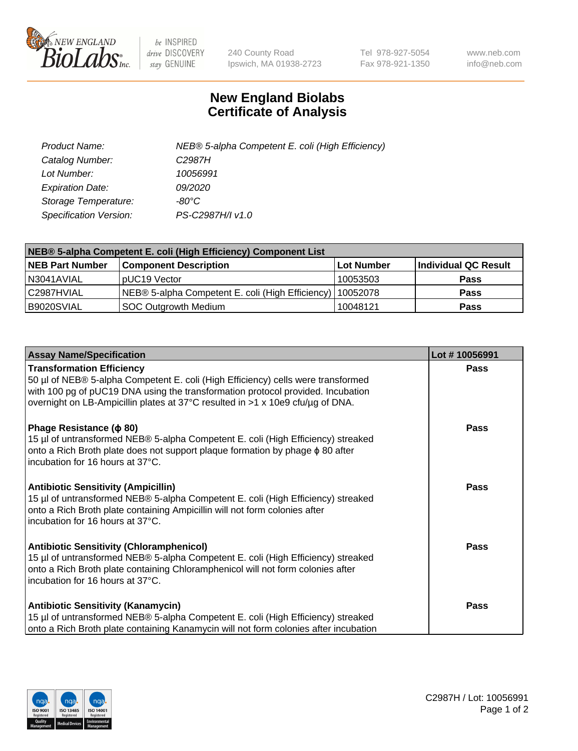NEW ENGLAND BioLabs Inc. — be INSPIRED drive DISCOVERY stay GENUINE

240 County Road
Ipswich, MA 01938-2723

Tel 978-927-5054
Fax 978-921-1350

www.neb.com
info@neb.com

# New England Biolabs
# Certificate of Analysis

| | |
|---|---|
| *Product Name:* | *NEB® 5-alpha Competent E. coli (High Efficiency)* |
| *Catalog Number:* | *C2987H* |
| *Lot Number:* | *10056991* |
| *Expiration Date:* | *09/2020* |
| *Storage Temperature:* | *-80°C* |
| *Specification Version:* | *PS-C2987H/I v1.0* |

| **NEB® 5-alpha Competent E. coli (High Efficiency) Component List** | | | |
|---|---|---|---|
| **NEB Part Number** | **Component Description** | **Lot Number** | **Individual QC Result** |
| N3041AVIAL | pUC19 Vector | 10053503 | **Pass** |
| C2987HVIAL | NEB® 5-alpha Competent E. coli (High Efficiency) | 10052078 | **Pass** |
| B9020SVIAL | SOC Outgrowth Medium | 10048121 | **Pass** |

| **Assay Name/Specification** | **Lot # 10056991** |
|---|---|
| **Transformation Efficiency**<br>50 µl of NEB® 5-alpha Competent E. coli (High Efficiency) cells were transformed with 100 pg of pUC19 DNA using the transformation protocol provided. Incubation overnight on LB-Ampicillin plates at 37°C resulted in >1 x 10e9 cfu/µg of DNA. | **Pass** |
| **Phage Resistance (ϕ 80)**<br>15 µl of untransformed NEB® 5-alpha Competent E. coli (High Efficiency) streaked onto a Rich Broth plate does not support plaque formation by phage ϕ 80 after incubation for 16 hours at 37°C. | **Pass** |
| **Antibiotic Sensitivity (Ampicillin)**<br>15 µl of untransformed NEB® 5-alpha Competent E. coli (High Efficiency) streaked onto a Rich Broth plate containing Ampicillin will not form colonies after incubation for 16 hours at 37°C. | **Pass** |
| **Antibiotic Sensitivity (Chloramphenicol)**<br>15 µl of untransformed NEB® 5-alpha Competent E. coli (High Efficiency) streaked onto a Rich Broth plate containing Chloramphenicol will not form colonies after incubation for 16 hours at 37°C. | **Pass** |
| **Antibiotic Sensitivity (Kanamycin)**<br>15 µl of untransformed NEB® 5-alpha Competent E. coli (High Efficiency) streaked onto a Rich Broth plate containing Kanamycin will not form colonies after incubation | **Pass** |

C2987H / Lot: 10056991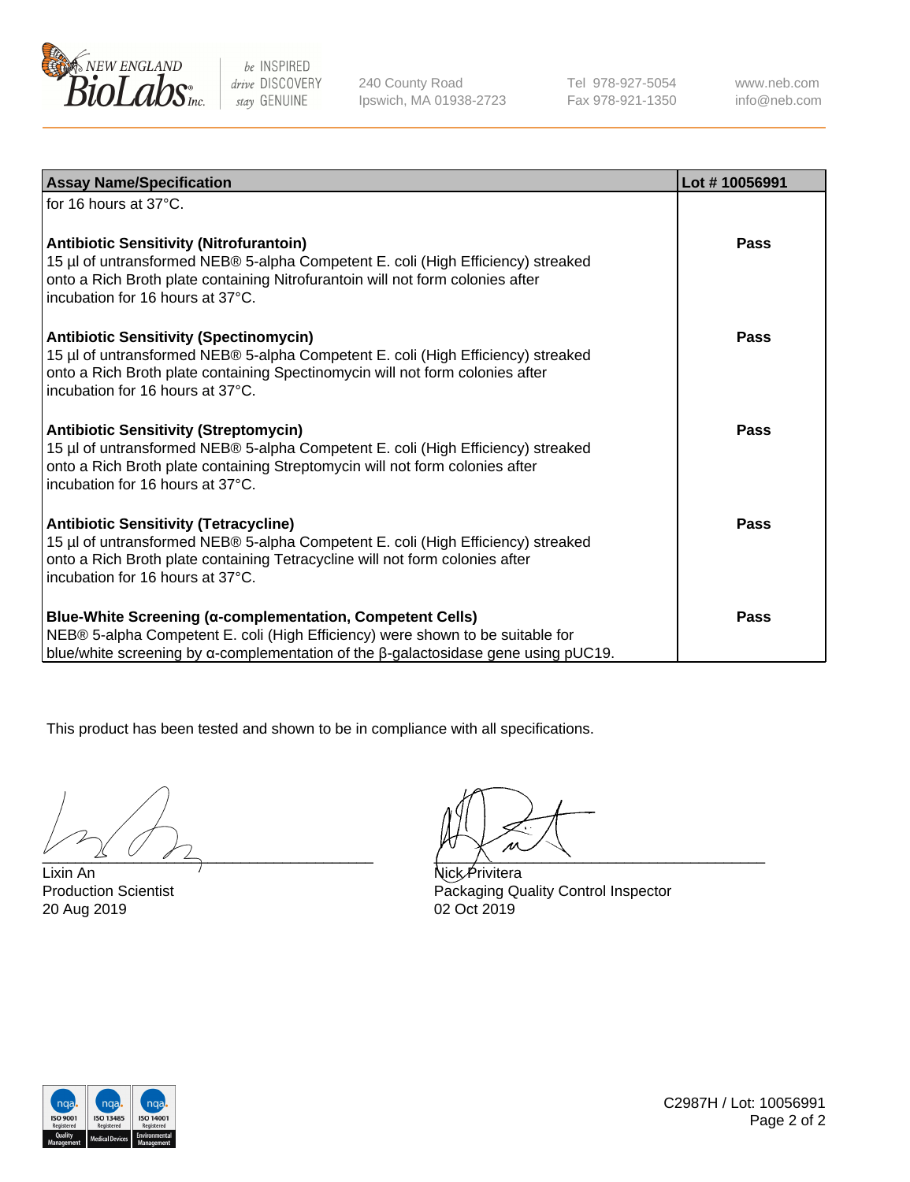| Assay Name/Specification | Lot # 10056991 |
| --- | --- |
| for 16 hours at 37°C. | |
| **Antibiotic Sensitivity (Nitrofurantoin)**<br>15 µl of untransformed NEB® 5-alpha Competent E. coli (High Efficiency) streaked onto a Rich Broth plate containing Nitrofurantoin will not form colonies after incubation for 16 hours at 37°C. | **Pass** |
| **Antibiotic Sensitivity (Spectinomycin)**<br>15 µl of untransformed NEB® 5-alpha Competent E. coli (High Efficiency) streaked onto a Rich Broth plate containing Spectinomycin will not form colonies after incubation for 16 hours at 37°C. | **Pass** |
| **Antibiotic Sensitivity (Streptomycin)**<br>15 µl of untransformed NEB® 5-alpha Competent E. coli (High Efficiency) streaked onto a Rich Broth plate containing Streptomycin will not form colonies after incubation for 16 hours at 37°C. | **Pass** |
| **Antibiotic Sensitivity (Tetracycline)**<br>15 µl of untransformed NEB® 5-alpha Competent E. coli (High Efficiency) streaked onto a Rich Broth plate containing Tetracycline will not form colonies after incubation for 16 hours at 37°C. | **Pass** |
| **Blue-White Screening (α-complementation, Competent Cells)**<br>NEB® 5-alpha Competent E. coli (High Efficiency) were shown to be suitable for blue/white screening by α-complementation of the β-galactosidase gene using pUC19. | **Pass** |

This product has been tested and shown to be in compliance with all specifications.

Lixin An
Production Scientist
20 Aug 2019

Nick Privitera
Packaging Quality Control Inspector
02 Oct 2019

C2987H / Lot: 10056991